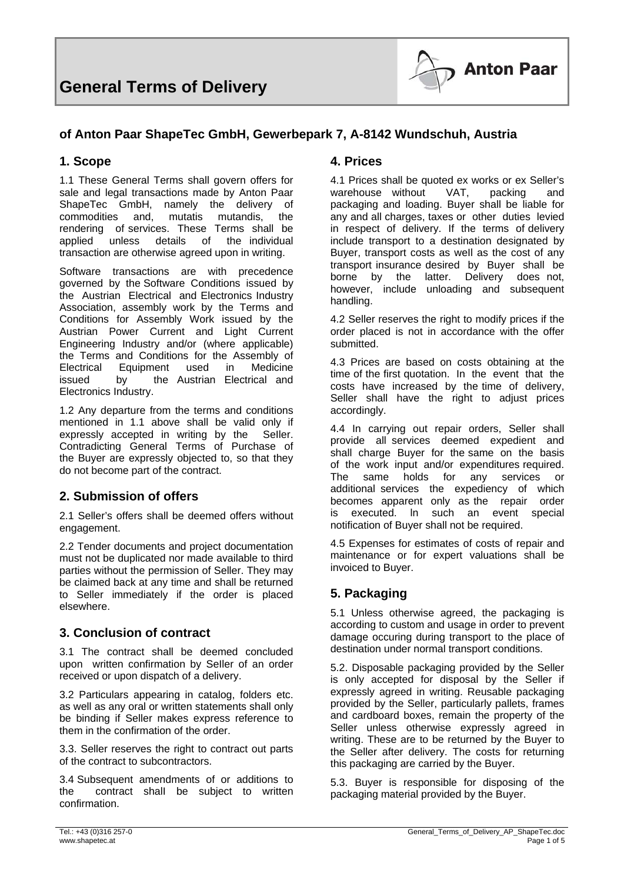# General Terms of Delivery

**Anton Paar**

## of Anton Paar ShapeTec GmbH, Gewerbepark 7, A-8142 Wundschuh, Austria

## 1. Scope

1.1 These General Terms shall govern offers for sale and legal transactions made by Anton Paar ShapeTec GmbH, namely the delivery of commodities and, mutatis mutandis, the rendering of services. These Terms shall be applied unless details of the individual transaction are otherwise agreed upon in writing.

Software transactions are with precedence governed by the Software Conditions issued by the Austrian Electrical and Electronics Industry Association, assembly work by the Terms and Conditions for Assembly Work issued by the Austrian Power Current and Light Current Engineering Industry and/or (where applicable) the Terms and Conditions for the Assembly of Electrical Equipment used in Medicine issued by the Austrian Electrical and Electronics Industry.

1.2 Any departure from the terms and conditions mentioned in 1.1 above shall be valid only if expressly accepted in writing by the Seller. Contradicting General Terms of Purchase of the Buyer are expressly objected to, so that they do not become part of the contract.

## 2. Submission of offers

2.1 Seller's offers shall be deemed offers without engagement.

2.2 Tender documents and project documentation must not be duplicated nor made available to third parties without the permission of Seller. They may be claimed back at any time and shall be returned to Seller immediately if the order is placed elsewhere.

## 3. Conclusion of contract

3.1 The contract shall be deemed concluded upon written confirmation by Seller of an order received or upon dispatch of a delivery.

3.2 Particulars appearing in catalog, folders etc. as well as any oral or written statements shall only be binding if Seller makes express reference to them in the confirmation of the order.

3.3. Seller reserves the right to contract out parts of the contract to subcontractors.

3.4 Subsequent amendments of or additions to the contract shall be subject to written confirmation.

## 4. Prices

4.1 Prices shall be quoted ex works or ex Seller's warehouse without VAT, packing and packaging and loading. Buyer shall be liable for any and all charges, taxes or other duties levied in respect of delivery. If the terms of delivery include transport to a destination designated by Buyer, transport costs as well as the cost of any transport insurance desired by Buyer shall be borne by the latter. Delivery does not, however, include unloading and subsequent handling.

4.2 Seller reserves the right to modify prices if the order placed is not in accordance with the offer submitted.

4.3 Prices are based on costs obtaining at the time of the first quotation. In the event that the costs have increased by the time of delivery, Seller shall have the right to adjust prices accordingly.

4.4 In carrying out repair orders, Seller shall provide all services deemed expedient and shall charge Buyer for the same on the basis of the work input and/or expenditures required. The same holds for any services or additional services the expediency of which becomes apparent only as the repair order is executed. In such an event special notification of Buyer shall not be required.

4.5 Expenses for estimates of costs of repair and maintenance or for expert valuations shall be invoiced to Buyer.

## 5. Packaging

5.1 Unless otherwise agreed, the packaging is according to custom and usage in order to prevent damage occuring during transport to the place of destination under normal transport conditions.

5.2. Disposable packaging provided by the Seller is only accepted for disposal by the Seller if expressly agreed in writing. Reusable packaging provided by the Seller, particularly pallets, frames and cardboard boxes, remain the property of the Seller unless otherwise expressly agreed in writing. These are to be returned by the Buyer to the Seller after delivery. The costs for returning this packaging are carried by the Buyer.

5.3. Buyer is responsible for disposing of the packaging material provided by the Buyer.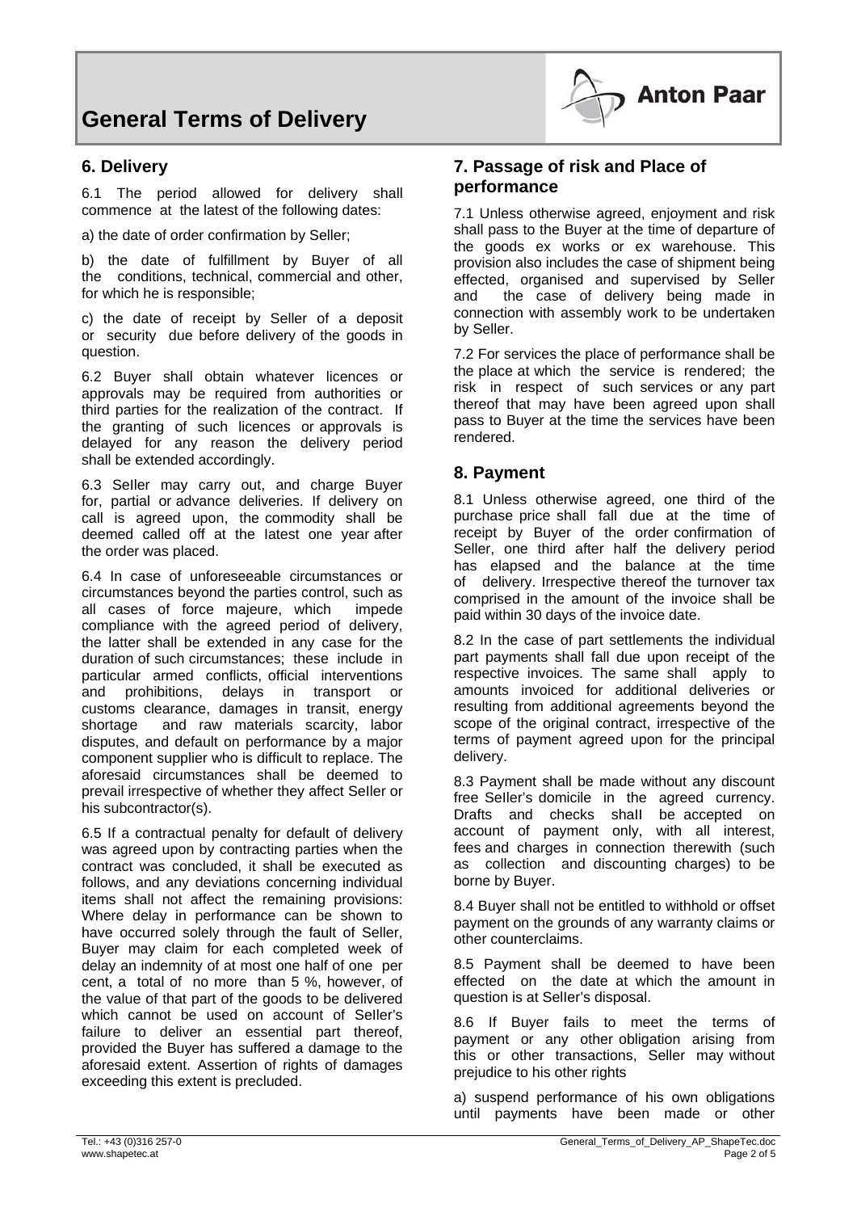## 6. Delivery

6.1 The period allowed for delivery shall commence at the latest of the following dates:

a) the date of order confirmation by Seller;

b) the date of fulfillment by Buyer of all the conditions, technical, commercial and other, for which he is responsible;

c) the date of receipt by Seller of a deposit or security due before delivery of the goods in question.

6.2 Buyer shall obtain whatever licences or approvals may be required from authorities or third parties for the realization of the contract. If the granting of such licences or approvals is delayed for any reason the delivery period shall be extended accordingly.

6.3 Seller may carry out, and charge Buyer for, partial or advance deliveries. If delivery on call is agreed upon, the commodity shall be deemed called off at the latest one year after the order was placed.

6.4 In case of unforeseeable circumstances or circumstances beyond the parties control, such as all cases of force majeure, which impede compliance with the agreed period of delivery, the latter shall be extended in any case for the duration of such circumstances; these include in particular armed conflicts, official interventions and prohibitions, delays in transport or customs clearance, damages in transit, energy shortage and raw materials scarcity, labor disputes, and default on performance by a major component supplier who is difficult to replace. The aforesaid circumstances shall be deemed to prevail irrespective of whether they affect Seller or his subcontractor(s).

6.5 If a contractual penalty for default of delivery was agreed upon by contracting parties when the contract was concluded, it shall be executed as follows, and any deviations concerning individual items shall not affect the remaining provisions: Where delay in performance can be shown to have occurred solely through the fault of Seller, Buyer may claim for each completed week of delay an indemnity of at most one half of one per cent, a total of no more than 5 %, however, of the value of that part of the goods to be delivered which cannot be used on account of Seller's failure to deliver an essential part thereof, provided the Buyer has suffered a damage to the aforesaid extent. Assertion of rights of damages exceeding this extent is precluded.

## 7. Passage of risk and Place of performance

7.1 Unless otherwise agreed, enjoyment and risk shall pass to the Buyer at the time of departure of the goods ex works or ex warehouse. This provision also includes the case of shipment being effected, organised and supervised by Seller and the case of delivery being made in connection with assembly work to be undertaken by Seller.

7.2 For services the place of performance shall be the place at which the service is rendered; the risk in respect of such services or any part thereof that may have been agreed upon shall pass to Buyer at the time the services have been rendered.

## 8. Payment

8.1 Unless otherwise agreed, one third of the purchase price shall fall due at the time of receipt by Buyer of the order confirmation of Seller, one third after half the delivery period has elapsed and the balance at the time of delivery. Irrespective thereof the turnover tax comprised in the amount of the invoice shall be paid within 30 days of the invoice date.

8.2 In the case of part settlements the individual part payments shall fall due upon receipt of the respective invoices. The same shall apply to amounts invoiced for additional deliveries or resulting from additional agreements beyond the scope of the original contract, irrespective of the terms of payment agreed upon for the principal delivery.

8.3 Payment shall be made without any discount free Seller's domicile in the agreed currency. Drafts and checks shall be accepted on account of payment only, with all interest, fees and charges in connection therewith (such as collection and discounting charges) to be borne by Buyer.

8.4 Buyer shall not be entitled to withhold or offset payment on the grounds of any warranty claims or other counterclaims.

8.5 Payment shall be deemed to have been effected on the date at which the amount in question is at Seller's disposal.

8.6 If Buyer fails to meet the terms of payment or any other obligation arising from this or other transactions, Seller may without prejudice to his other rights

a) suspend performance of his own obligations until payments have been made or other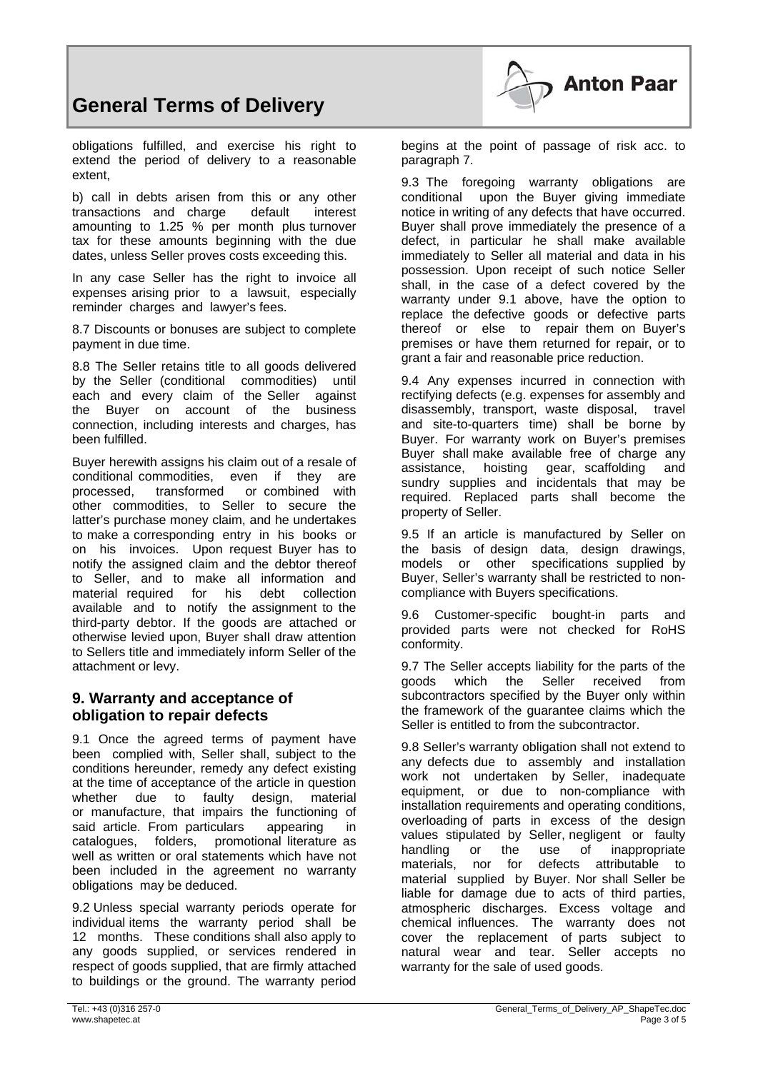obligations fulfilled, and exercise his right to extend the period of delivery to a reasonable extent,

b) call in debts arisen from this or any other transactions and charge default interest amounting to 1.25 % per month plus turnover tax for these amounts beginning with the due dates, unless Seller proves costs exceeding this.

In any case Seller has the right to invoice all expenses arising prior to a lawsuit, especially reminder charges and lawyer's fees.

8.7 Discounts or bonuses are subject to complete payment in due time.

8.8 The Seller retains title to all goods delivered by the Seller (conditional commodities) until each and every claim of the Seller against the Buyer on account of the business connection, including interests and charges, has been fulfilled.

Buyer herewith assigns his claim out of a resale of conditional commodities, even if they are processed, transformed or combined with other commodities, to Seller to secure the latter's purchase money claim, and he undertakes to make a corresponding entry in his books or on his invoices. Upon request Buyer has to notify the assigned claim and the debtor thereof to Seller, and to make all information and material required for his debt collection available and to notify the assignment to the third-party debtor. If the goods are attached or otherwise levied upon, Buyer shall draw attention to Sellers title and immediately inform Seller of the attachment or levy.

## 9. Warranty and acceptance of obligation to repair defects

9.1 Once the agreed terms of payment have been complied with, Seller shall, subject to the conditions hereunder, remedy any defect existing at the time of acceptance of the article in question whether due to faulty design, material or manufacture, that impairs the functioning of said article. From particulars appearing in catalogues, folders, promotional literature as well as written or oral statements which have not been included in the agreement no warranty obligations may be deduced.

9.2 Unless special warranty periods operate for individual items the warranty period shall be 12 months. These conditions shall also apply to any goods supplied, or services rendered in respect of goods supplied, that are firmly attached to buildings or the ground. The warranty period begins at the point of passage of risk acc. to paragraph 7.

9.3 The foregoing warranty obligations are conditional upon the Buyer giving immediate notice in writing of any defects that have occurred. Buyer shall prove immediately the presence of a defect, in particular he shall make available immediately to Seller all material and data in his possession. Upon receipt of such notice Seller shall, in the case of a defect covered by the warranty under 9.1 above, have the option to replace the defective goods or defective parts thereof or else to repair them on Buyer's premises or have them returned for repair, or to grant a fair and reasonable price reduction.

9.4 Any expenses incurred in connection with rectifying defects (e.g. expenses for assembly and disassembly, transport, waste disposal, travel and site-to-quarters time) shall be borne by Buyer. For warranty work on Buyer's premises Buyer shall make available free of charge any assistance, hoisting gear, scaffolding and sundry supplies and incidentals that may be required. Replaced parts shall become the property of Seller.

9.5 If an article is manufactured by Seller on the basis of design data, design drawings, models or other specifications supplied by Buyer, Seller's warranty shall be restricted to non-compliance with Buyers specifications.

9.6 Customer-specific bought-in parts and provided parts were not checked for RoHS conformity.

9.7 The Seller accepts liability for the parts of the goods which the Seller received from subcontractors specified by the Buyer only within the framework of the guarantee claims which the Seller is entitled to from the subcontractor.

9.8 Seller's warranty obligation shall not extend to any defects due to assembly and installation work not undertaken by Seller, inadequate equipment, or due to non-compliance with installation requirements and operating conditions, overloading of parts in excess of the design values stipulated by Seller, negligent or faulty handling or the use of inappropriate materials, nor for defects attributable to material supplied by Buyer. Nor shall Seller be liable for damage due to acts of third parties, atmospheric discharges. Excess voltage and chemical influences. The warranty does not cover the replacement of parts subject to natural wear and tear. Seller accepts no warranty for the sale of used goods.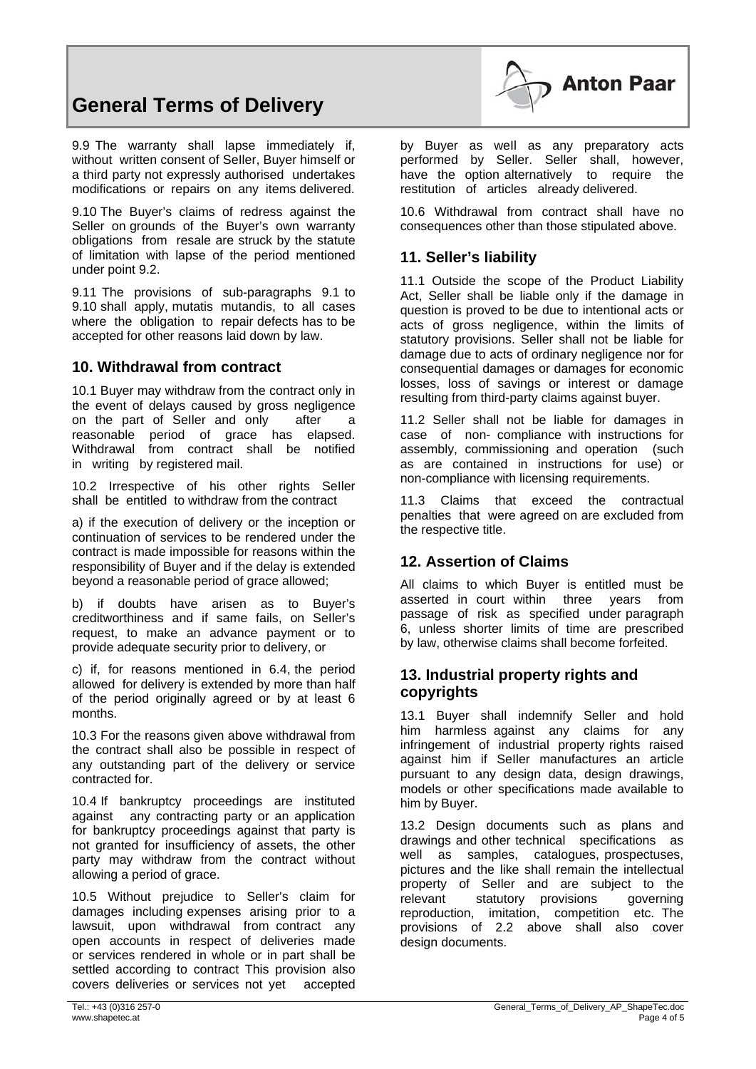9.9 The warranty shall lapse immediately if, without written consent of Seller, Buyer himself or a third party not expressly authorised undertakes modifications or repairs on any items delivered.

9.10 The Buyer's claims of redress against the Seller on grounds of the Buyer's own warranty obligations from resale are struck by the statute of limitation with lapse of the period mentioned under point 9.2.

9.11 The provisions of sub-paragraphs 9.1 to 9.10 shall apply, mutatis mutandis, to all cases where the obligation to repair defects has to be accepted for other reasons laid down by law.

## 10. Withdrawal from contract

10.1 Buyer may withdraw from the contract only in the event of delays caused by gross negligence on the part of Seller and only after a reasonable period of grace has elapsed. Withdrawal from contract shall be notified in writing by registered mail.

10.2 Irrespective of his other rights Seller shall be entitled to withdraw from the contract

a) if the execution of delivery or the inception or continuation of services to be rendered under the contract is made impossible for reasons within the responsibility of Buyer and if the delay is extended beyond a reasonable period of grace allowed;

b) if doubts have arisen as to Buyer's creditworthiness and if same fails, on Seller's request, to make an advance payment or to provide adequate security prior to delivery, or

c) if, for reasons mentioned in 6.4, the period allowed for delivery is extended by more than half of the period originally agreed or by at least 6 months.

10.3 For the reasons given above withdrawal from the contract shall also be possible in respect of any outstanding part of the delivery or service contracted for.

10.4 If bankruptcy proceedings are instituted against any contracting party or an application for bankruptcy proceedings against that party is not granted for insufficiency of assets, the other party may withdraw from the contract without allowing a period of grace.

10.5 Without prejudice to Seller's claim for damages including expenses arising prior to a lawsuit, upon withdrawal from contract any open accounts in respect of deliveries made or services rendered in whole or in part shall be settled according to contract This provision also covers deliveries or services not yet accepted by Buyer as well as any preparatory acts performed by Seller. Seller shall, however, have the option alternatively to require the restitution of articles already delivered.

10.6 Withdrawal from contract shall have no consequences other than those stipulated above.

## 11. Seller's liability

11.1 Outside the scope of the Product Liability Act, Seller shall be liable only if the damage in question is proved to be due to intentional acts or acts of gross negligence, within the limits of statutory provisions. Seller shall not be liable for damage due to acts of ordinary negligence nor for consequential damages or damages for economic losses, loss of savings or interest or damage resulting from third-party claims against buyer.

11.2 Seller shall not be liable for damages in case of non- compliance with instructions for assembly, commissioning and operation (such as are contained in instructions for use) or non-compliance with licensing requirements.

11.3 Claims that exceed the contractual penalties that were agreed on are excluded from the respective title.

## 12. Assertion of Claims

All claims to which Buyer is entitled must be asserted in court within three years from passage of risk as specified under paragraph 6, unless shorter limits of time are prescribed by law, otherwise claims shall become forfeited.

## 13. Industrial property rights and copyrights

13.1 Buyer shall indemnify Seller and hold him harmless against any claims for any infringement of industrial property rights raised against him if Seller manufactures an article pursuant to any design data, design drawings, models or other specifications made available to him by Buyer.

13.2 Design documents such as plans and drawings and other technical specifications as well as samples, catalogues, prospectuses, pictures and the like shall remain the intellectual property of Seller and are subject to the relevant statutory provisions governing reproduction, imitation, competition etc. The provisions of 2.2 above shall also cover design documents.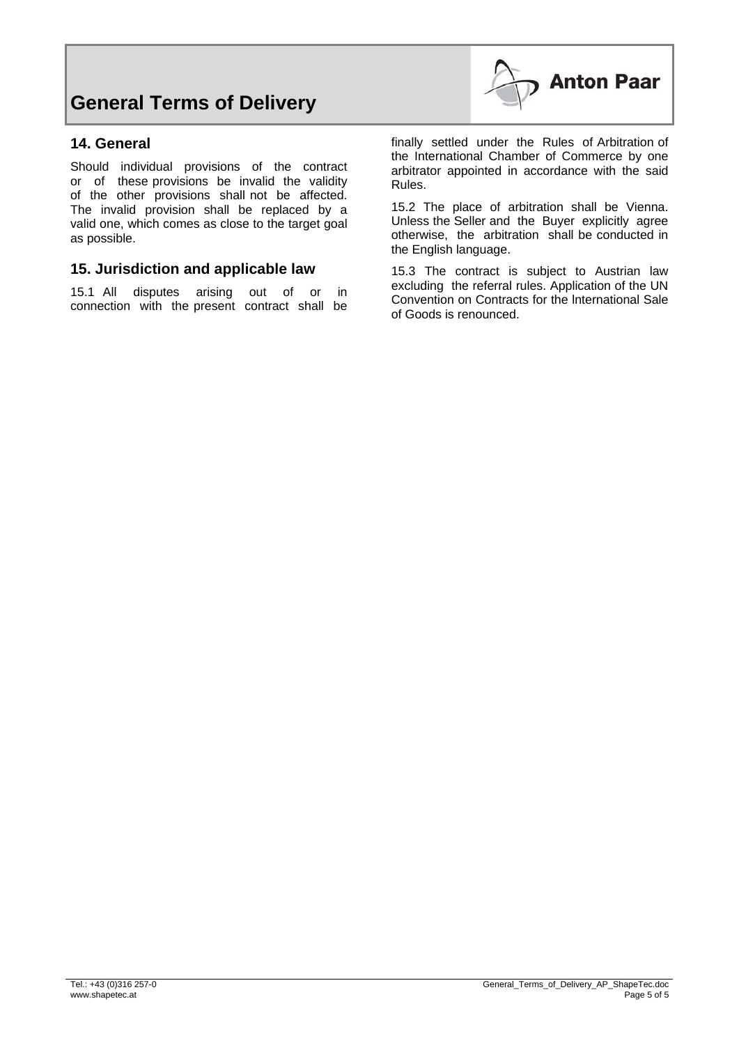## 14. General

Should individual provisions of the contract or of these provisions be invalid the validity of the other provisions shall not be affected. The invalid provision shall be replaced by a valid one, which comes as close to the target goal as possible.

## 15. Jurisdiction and applicable law

15.1 All disputes arising out of or in connection with the present contract shall be finally settled under the Rules of Arbitration of the International Chamber of Commerce by one arbitrator appointed in accordance with the said Rules.

15.2 The place of arbitration shall be Vienna. Unless the Seller and the Buyer explicitly agree otherwise, the arbitration shall be conducted in the English language.

15.3 The contract is subject to Austrian law excluding the referral rules. Application of the UN Convention on Contracts for the lnternational Sale of Goods is renounced.